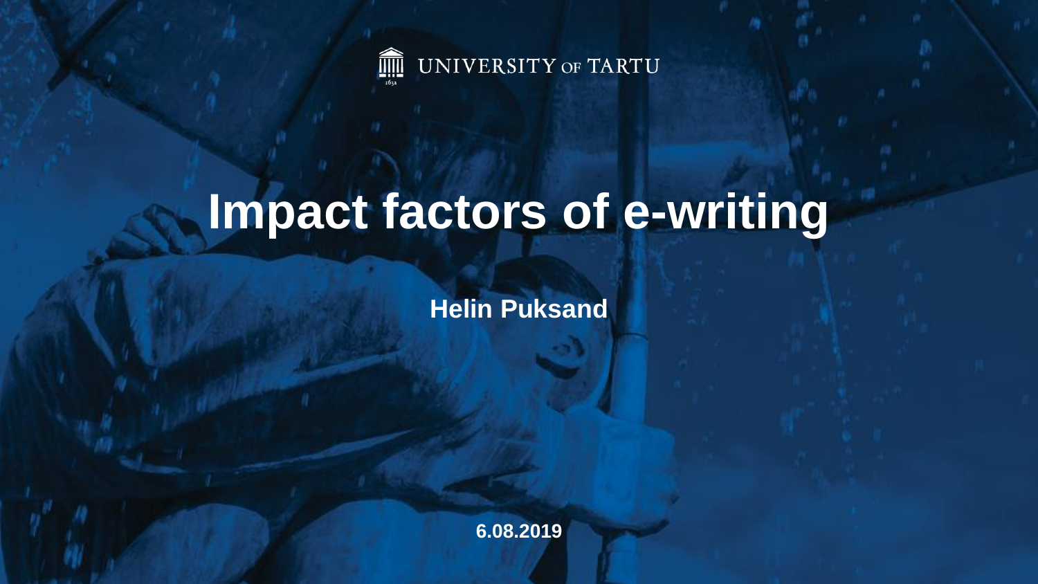UNIVERSITY OF TARTU

# Impact factors of e-writing

**Helin Puksand**

**6.08.2019**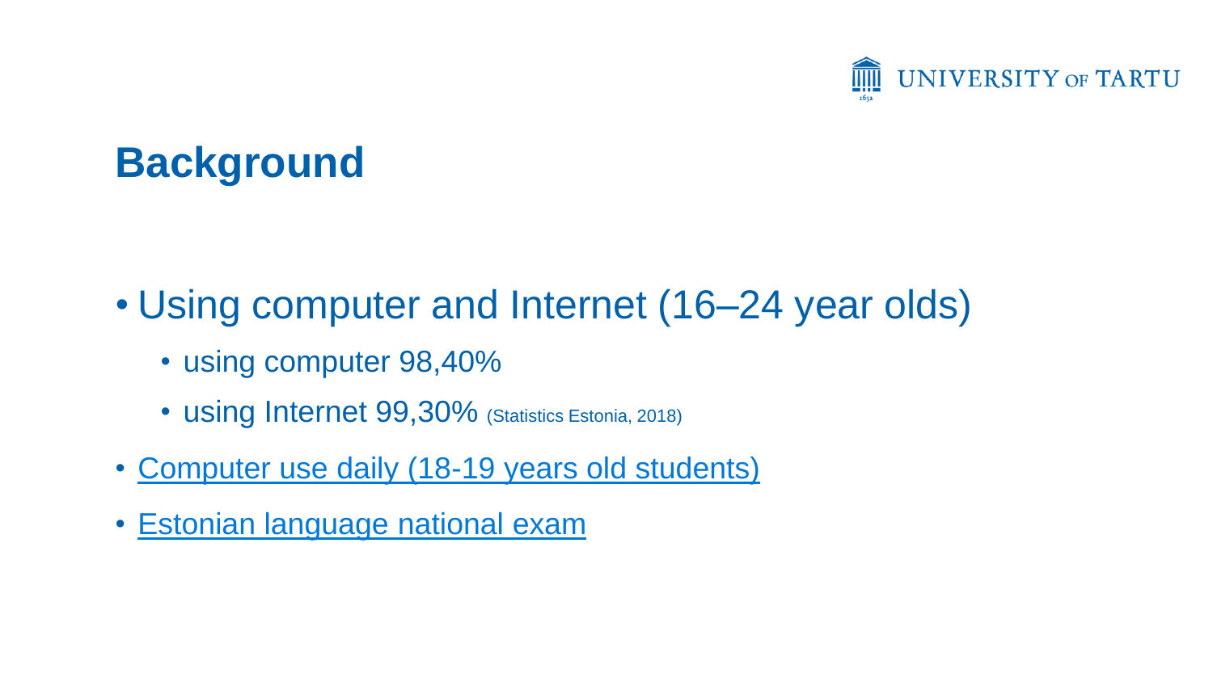# Background

- Using computer and Internet (16–24 year olds)
  - using computer 98,40%
  - using Internet 99,30% (Statistics Estonia, 2018)
- Computer use daily (18-19 years old students)
- Estonian language national exam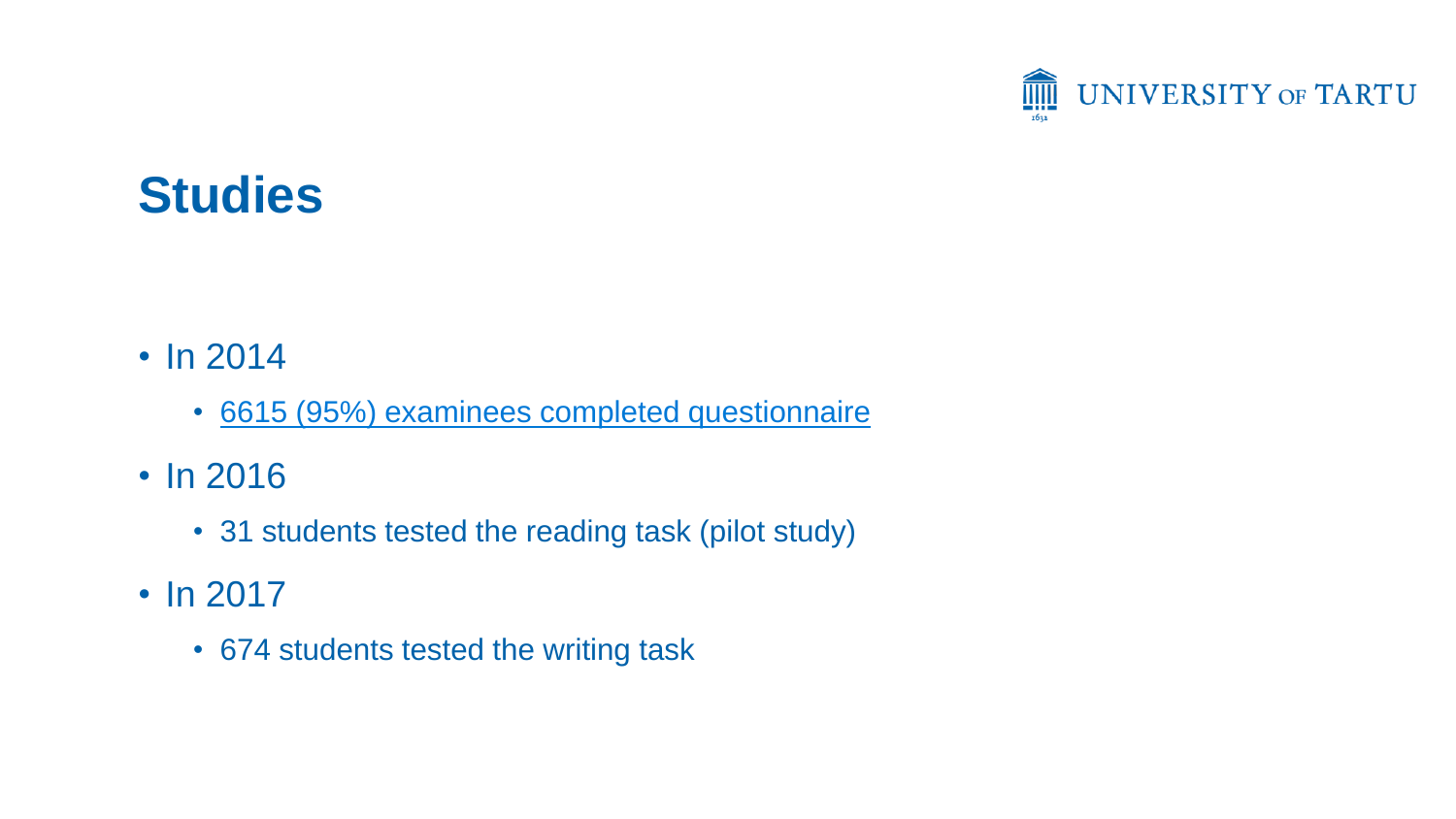# Studies

- In 2014
  - 6615 (95%) examinees completed questionnaire
- In 2016
  - 31 students tested the reading task (pilot study)
- In 2017
  - 674 students tested the writing task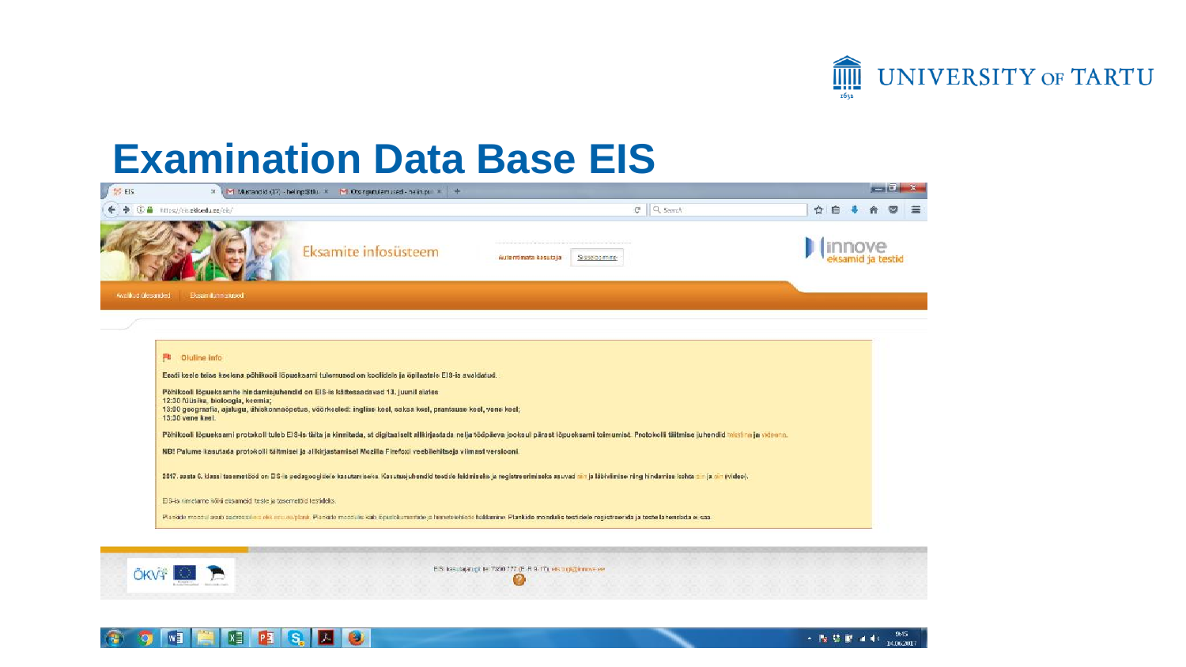# Examination Data Base EIS

Eksamite infosüsteem

Autentimata kasutaja | Sisselogimine

innove eksamid ja testid

Avalikud ülesanded | Eksamitulemused

**Oluline info**

**Eesti keele teise keelena põhikooli lõpueksami tulemused on koolidele ja õpilastele EIS-is avaldatud.**

**Põhikooli lõpueksamite hindamisjuhendid on EIS-is kättesaadavad 13. juunil alates**
**12:30 füüsika, bioloogia, keemia;**
**13:00 geograafia, ajalugu, ühiskonnaõpetus, võõrkeeled: inglise keel, saksa keel, prantsuse keel, vene keel;**
**13:30 vene keel.**

**Põhikooli lõpueksami protokoll tuleb EIS-is täita ja kinnitada, st digitaalselt allkirjastada nelja tööpäeva jooksul pärast lõpueksami toimumist. Protokolli täitmise juhendid** tekstina **ja** videona.

**NB! Palume kasutada protokolli täitmisel ja allkirjastamisel Mozilla Firefoxi veebilehitseja viimast versiooni.**

2017. aasta 6. klassi tasemetööd on EIS-is pedagoogidele kasutamiseks. Kasutusjuhendid testide leidmiseks ja registreerimiseks asuvad siin ja läbiviimise ning hindamise kohta siin ja siin (video).

EIS-is nimetame kõiki eksameid teste ja tasemetöid testideks.

Plankide moodul asub aadressil eis.ekk.edu.ee/plank. Plankide moodulis käib õpetüinentide ja hinnetelehtede haldamine. Plankide moodulis testidele registreerida ja teste lahendada ei saa.

EIS kasutajatugi tel 7350 777 (E-R 9-17), eis.tugi@innove.ee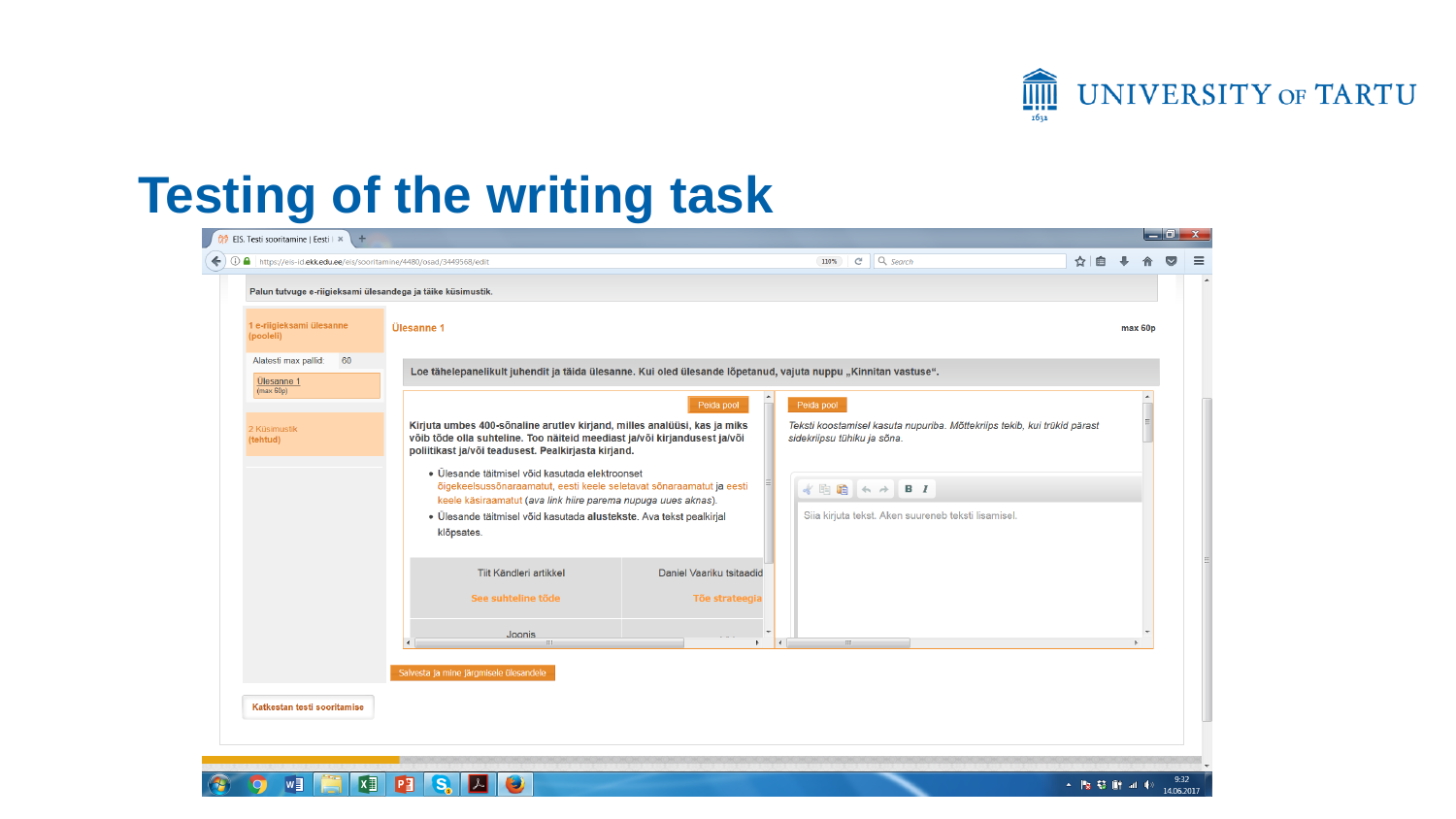# Testing of the writing task

Palun tutvuge e-riigieksami ülesandega ja täike küsimustik.

1 e-riigieksami ülesanne (pooleli)

Alatesti max pallid: 60

Ülesanne 1 (max 60p)

2 Küsimustik (tehtud)

Ülesanne 1 — max 60p

Loe tähelepanelikult juhendit ja täida ülesanne. Kui oled ülesande lõpetanud, vajuta nuppu „Kinnitan vastuse".

Peida pool

**Kirjuta umbes 400-sõnaline arutlev kirjand, milles analüüsi, kas ja miks võib tõde olla suhteline. Too näiteid meediast ja/või kirjandusest ja/või poliitikast ja/või teadusest. Pealkirjasta kirjand.**

- Ülesande täitmisel võid kasutada elektroonset õigekeelsussõnaraamatut, eesti keele seletavat sõnaraamatut ja eesti keele käsiraamatut (*ava link hiire parema nupuga uues aknas*).
- Ülesande täitmisel võid kasutada **alustekste**. Ava tekst pealkirjal klõpsates.

| Tiit Kändleri artikkel | Daniel Vaariku tsitaadid |
| --- | --- |
| See suhteline tõde | Tõe strateegia |
| Joonis | |

Peida pool

*Teksti koostamisel kasuta nupuriba. Mõttekriips tekib, kui trükid pärast sidekriipsu tühiku ja sõna.*

Siia kirjuta tekst. Aken suureneb teksti lisamisel.

Salvesta ja mine järgmisele ülesandele

Katkestan testi sooritamise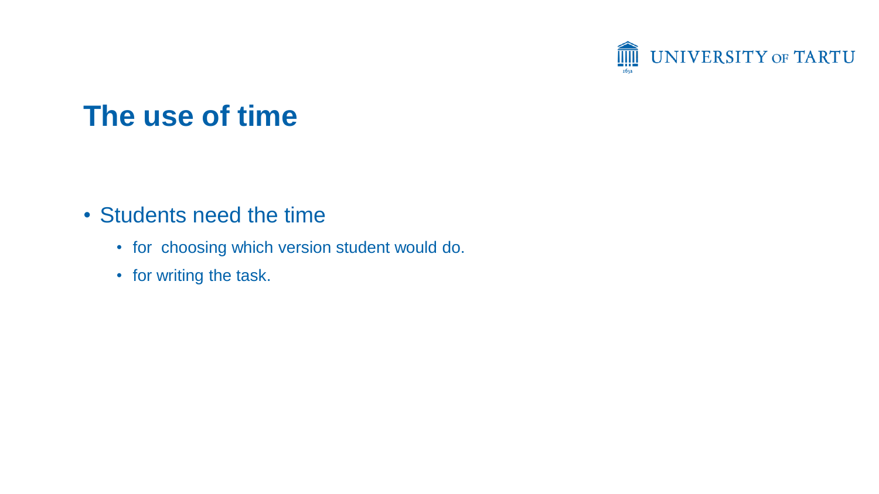# The use of time

- Students need the time
  - for  choosing which version student would do.
  - for writing the task.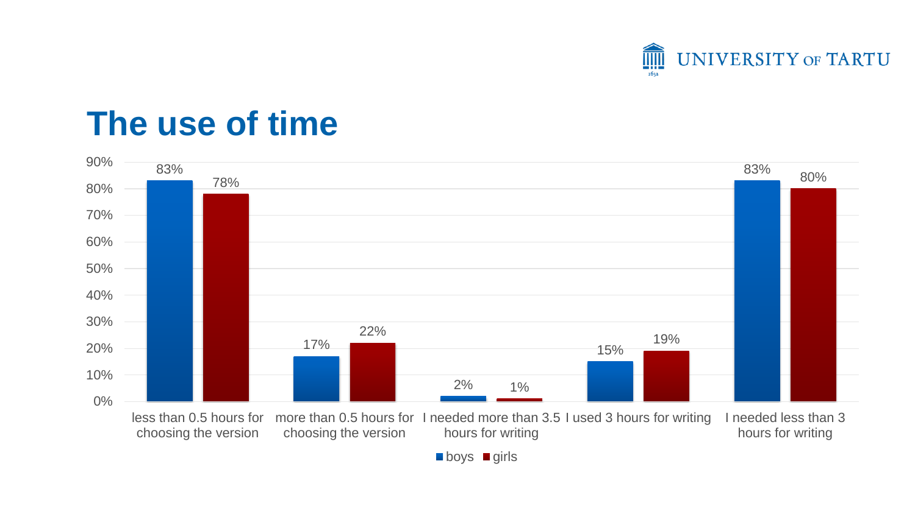# The use of time

| | boys | girls |
|---|---|---|
| less than 0.5 hours for choosing the version | 83% | 78% |
| more than 0.5 hours for choosing the version | 17% | 22% |
| I needed more than 3.5 hours for writing | 2% | 1% |
| I used 3 hours for writing | 15% | 19% |
| I needed less than 3 hours for writing | 83% | 80% |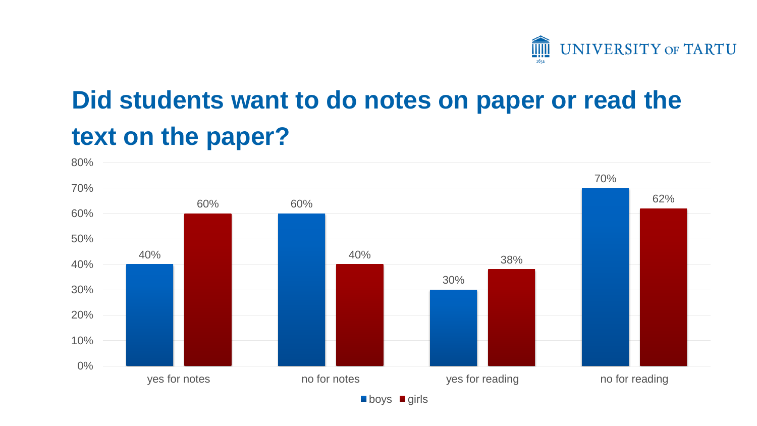# Did students want to do notes on paper or read the text on the paper?

| | boys | girls |
|---|---|---|
| yes for notes | 40% | 60% |
| no for notes | 60% | 40% |
| yes for reading | 30% | 38% |
| no for reading | 70% | 62% |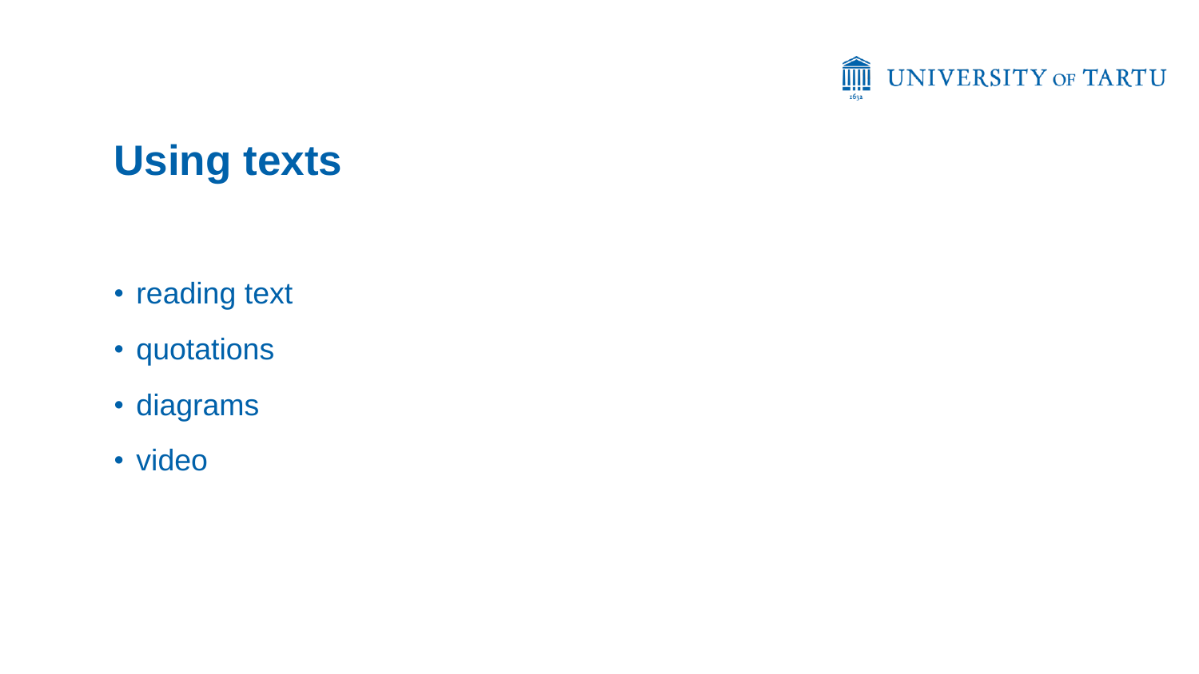# Using texts

- reading text
- quotations
- diagrams
- video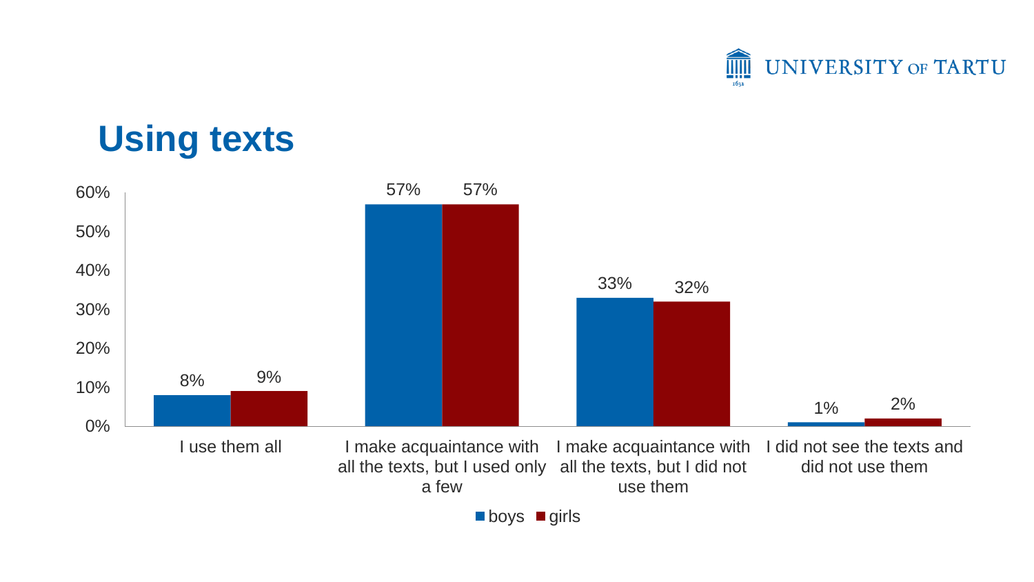# Using texts

| | boys | girls |
|---|---|---|
| I use them all | 8% | 9% |
| I make acquaintance with all the texts, but I used only a few | 57% | 57% |
| I make acquaintance with all the texts, but I did not use them | 33% | 32% |
| I did not see the texts and did not use them | 1% | 2% |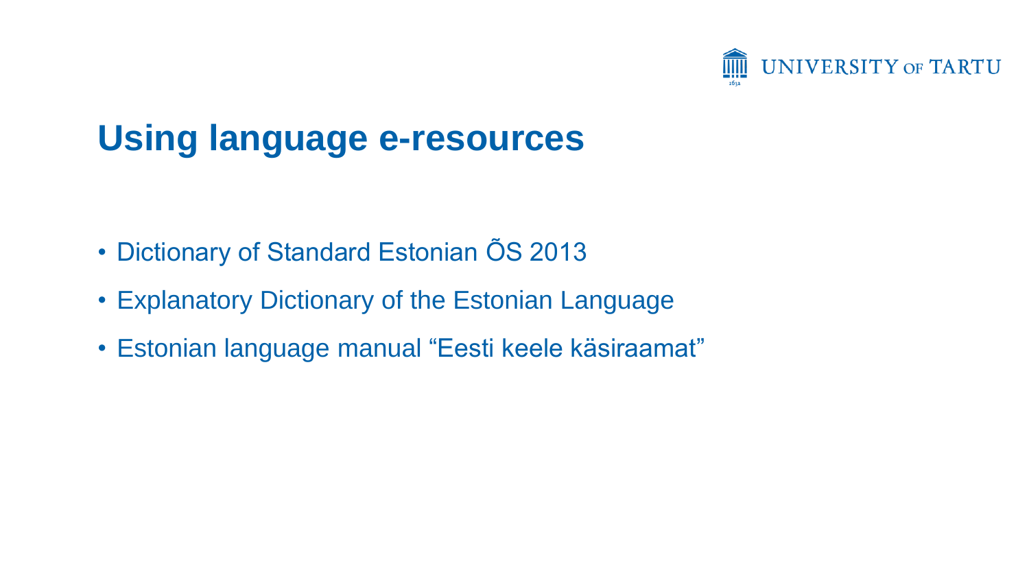# Using language e-resources

- Dictionary of Standard Estonian ÕS 2013
- Explanatory Dictionary of the Estonian Language
- Estonian language manual “Eesti keele käsiraamat”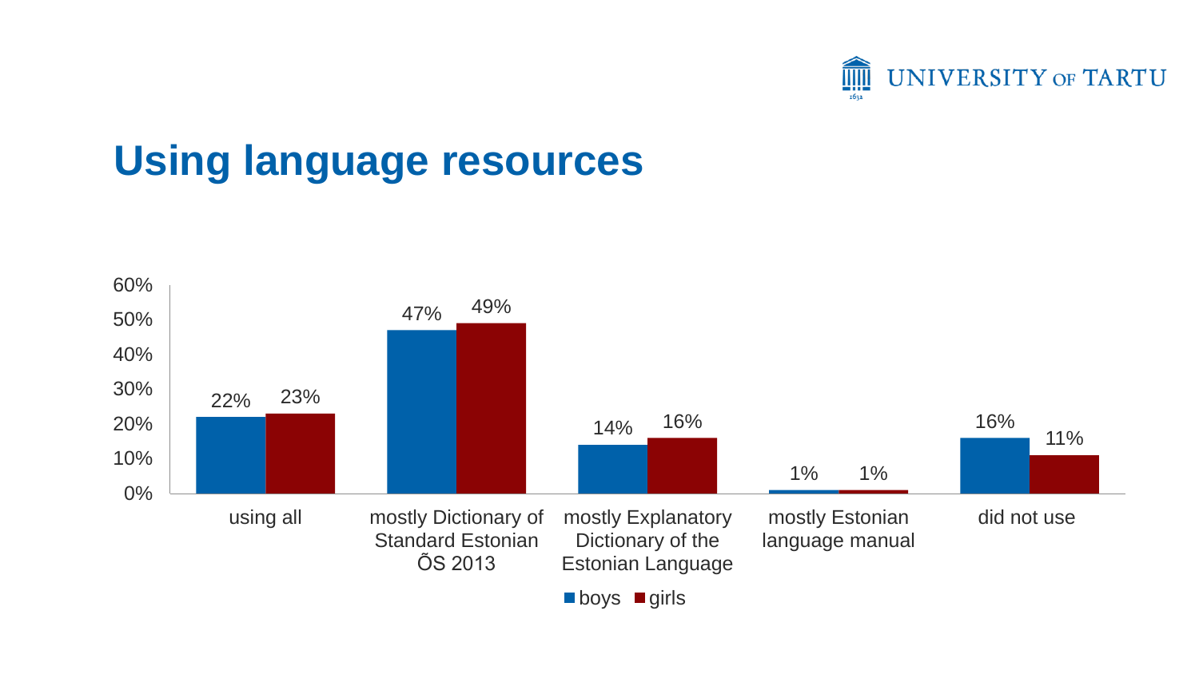# Using language resources

| | boys | girls |
|---|---|---|
| using all | 22% | 23% |
| mostly Dictionary of Standard Estonian ÕS 2013 | 47% | 49% |
| mostly Explanatory Dictionary of the Estonian Language | 14% | 16% |
| mostly Estonian language manual | 1% | 1% |
| did not use | 16% | 11% |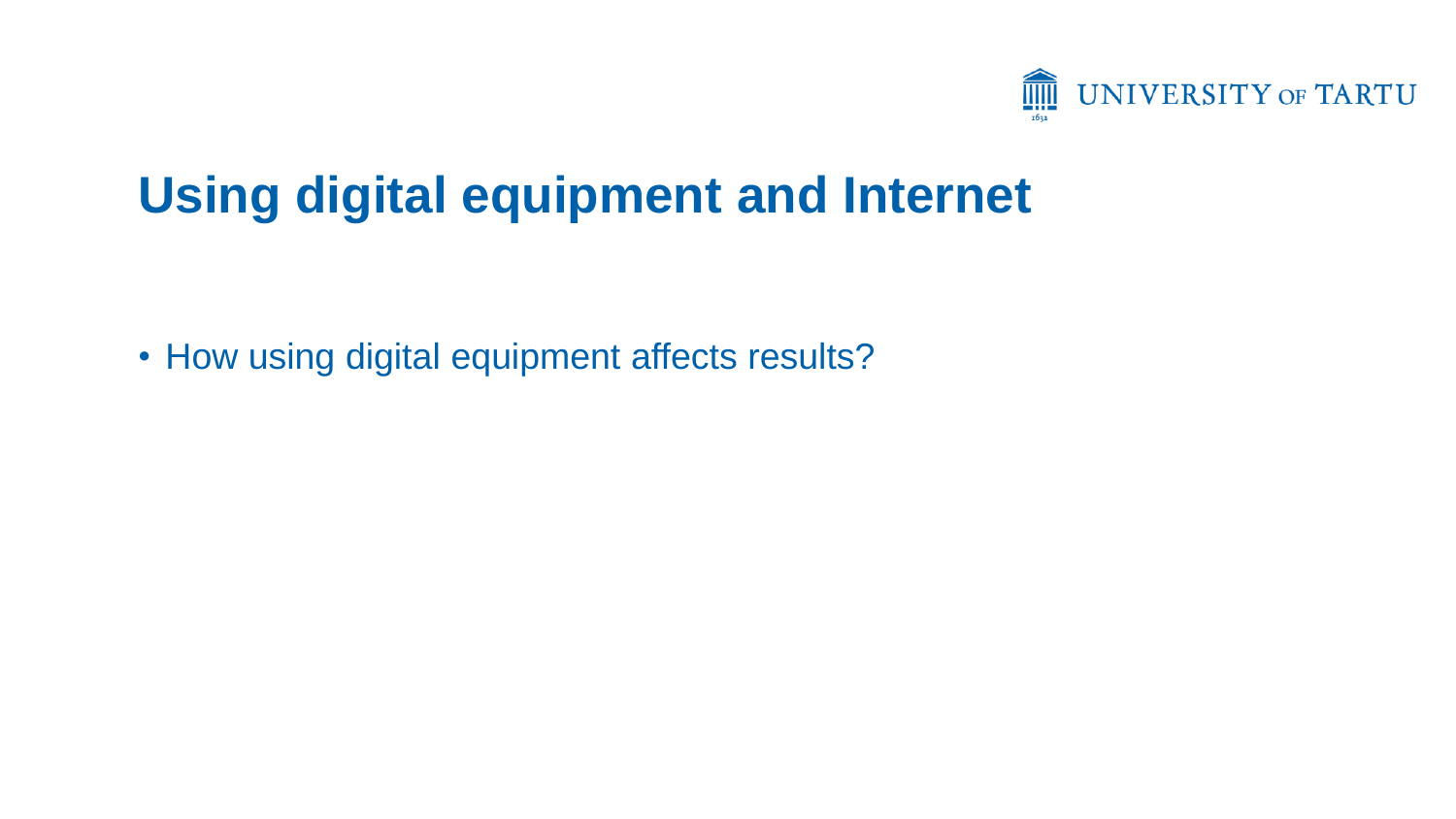# Using digital equipment and Internet

- How using digital equipment affects results?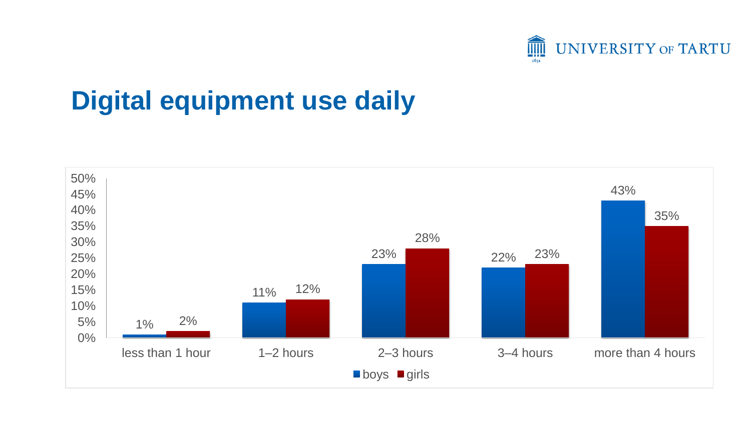# Digital equipment use daily

| | boys | girls |
|---|---|---|
| less than 1 hour | 1% | 2% |
| 1–2 hours | 11% | 12% |
| 2–3 hours | 23% | 28% |
| 3–4 hours | 22% | 23% |
| more than 4 hours | 43% | 35% |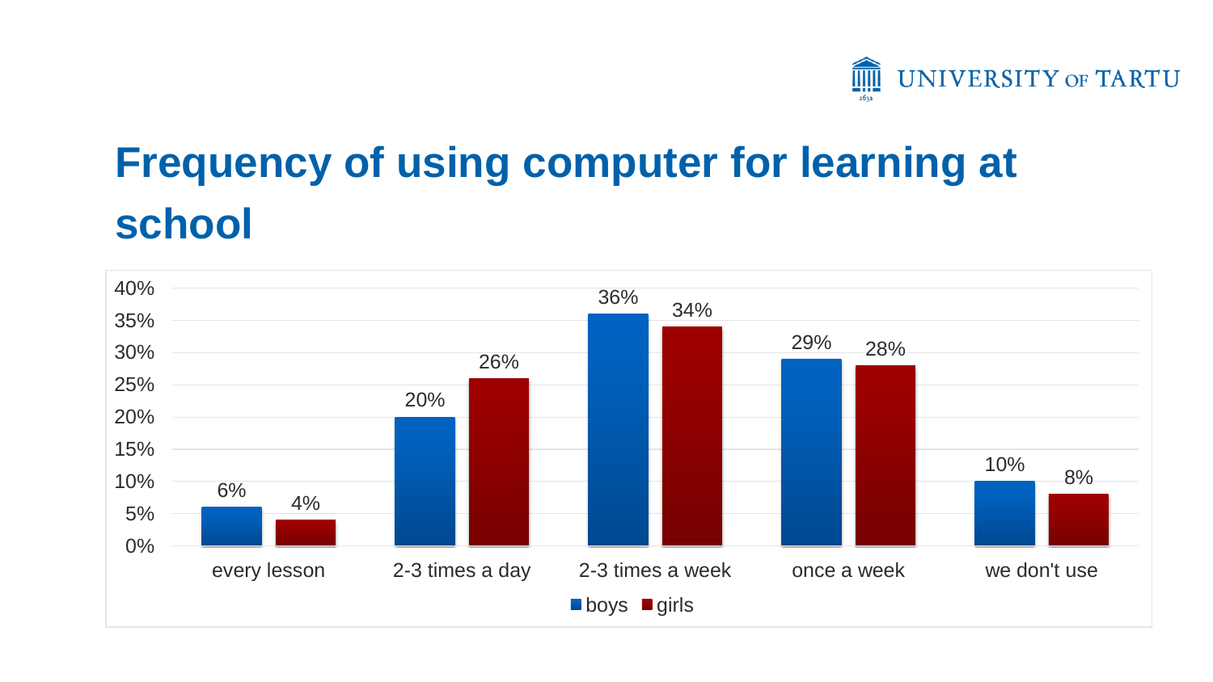# Frequency of using computer for learning at school

| | boys | girls |
|---|---|---|
| every lesson | 6% | 4% |
| 2-3 times a day | 20% | 26% |
| 2-3 times a week | 36% | 34% |
| once a week | 29% | 28% |
| we don't use | 10% | 8% |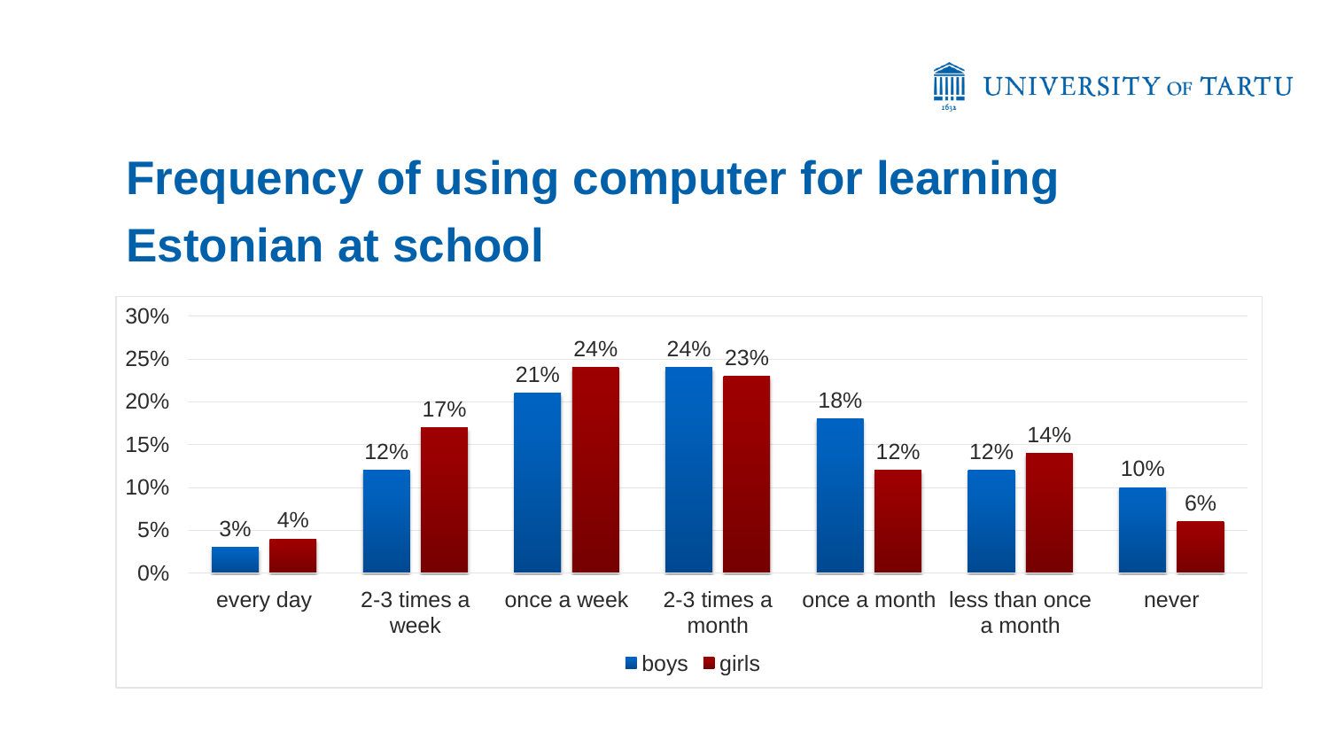# Frequency of using computer for learning Estonian at school

| | every day | 2-3 times a week | once a week | 2-3 times a month | once a month | less than once a month | never |
|---|---|---|---|---|---|---|---|
| boys | 3% | 12% | 21% | 24% | 18% | 12% | 10% |
| girls | 4% | 17% | 24% | 23% | 12% | 14% | 6% |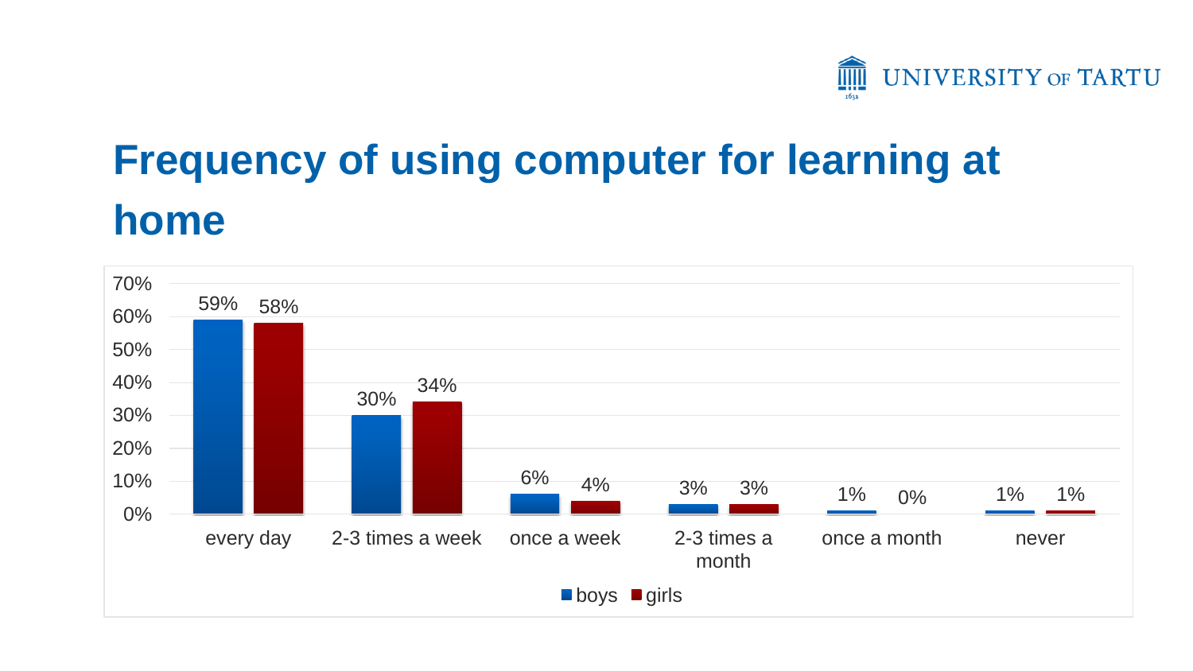# Frequency of using computer for learning at home

| | boys | girls |
|---|---|---|
| every day | 59% | 58% |
| 2-3 times a week | 30% | 34% |
| once a week | 6% | 4% |
| 2-3 times a month | 3% | 3% |
| once a month | 1% | 0% |
| never | 1% | 1% |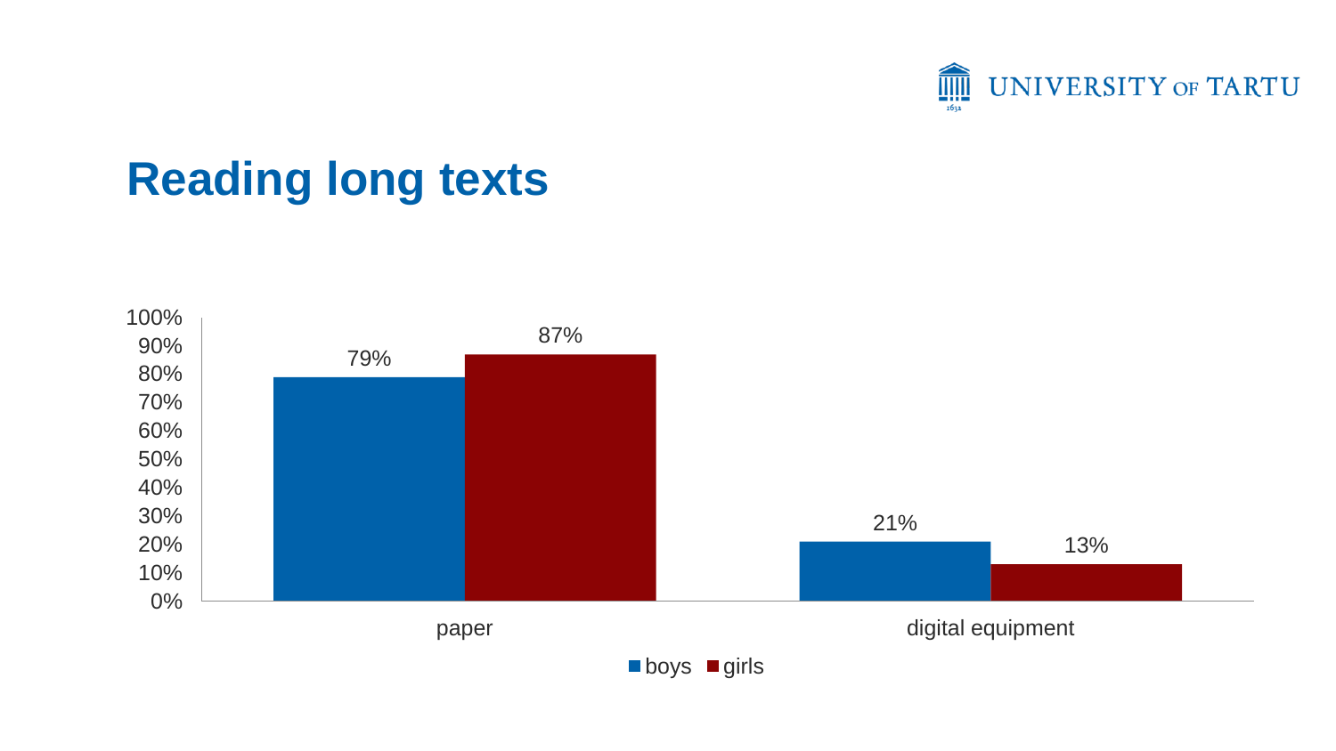# Reading long texts

| | boys | girls |
|---|---|---|
| paper | 79% | 87% |
| digital equipment | 21% | 13% |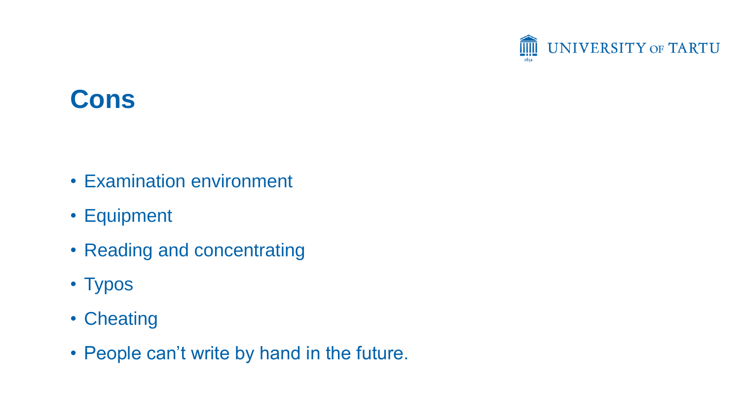# Cons

- Examination environment
- Equipment
- Reading and concentrating
- Typos
- Cheating
- People can’t write by hand in the future.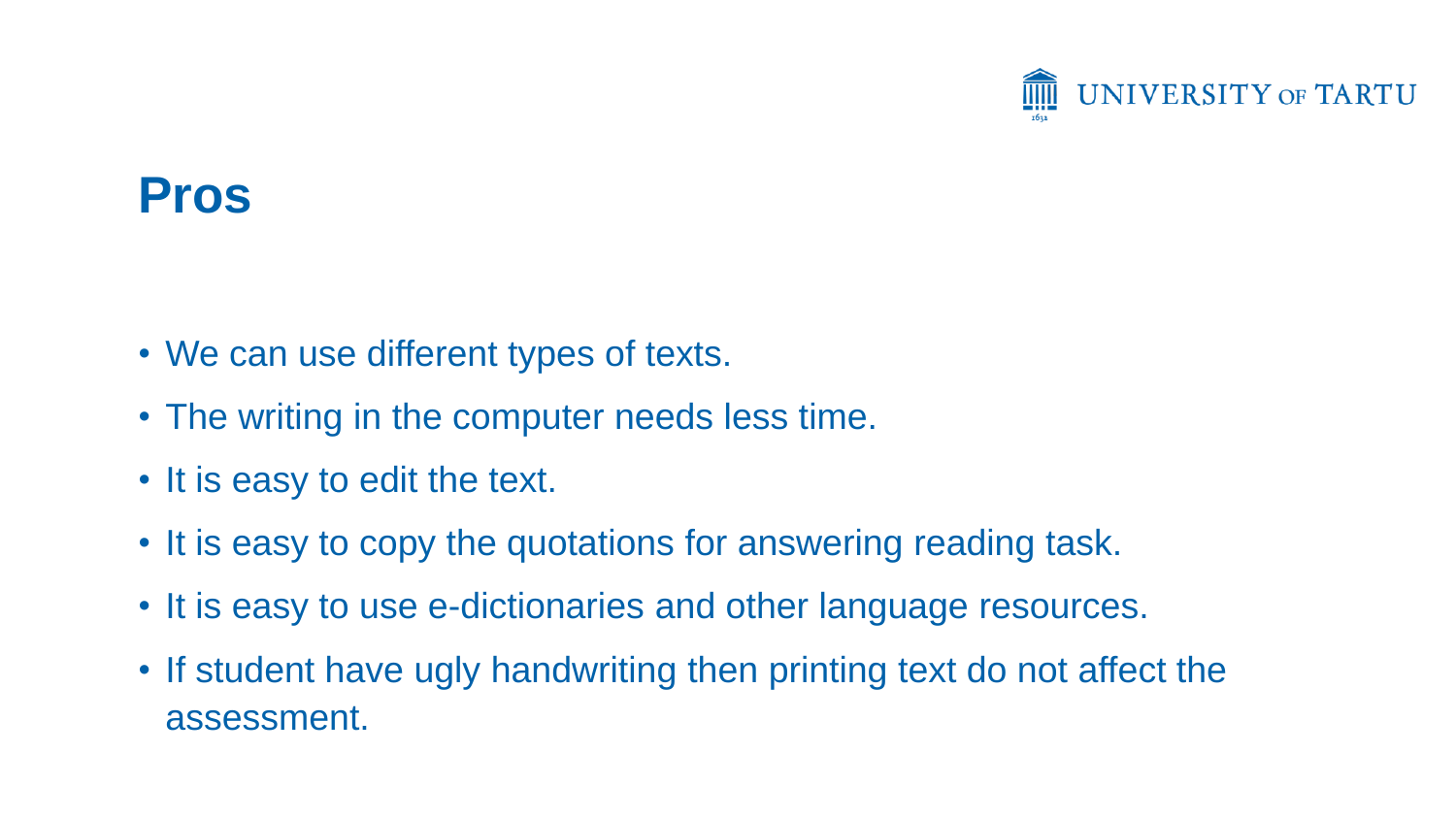# Pros

- We can use different types of texts.
- The writing in the computer needs less time.
- It is easy to edit the text.
- It is easy to copy the quotations for answering reading task.
- It is easy to use e-dictionaries and other language resources.
- If student have ugly handwriting then printing text do not affect the assessment.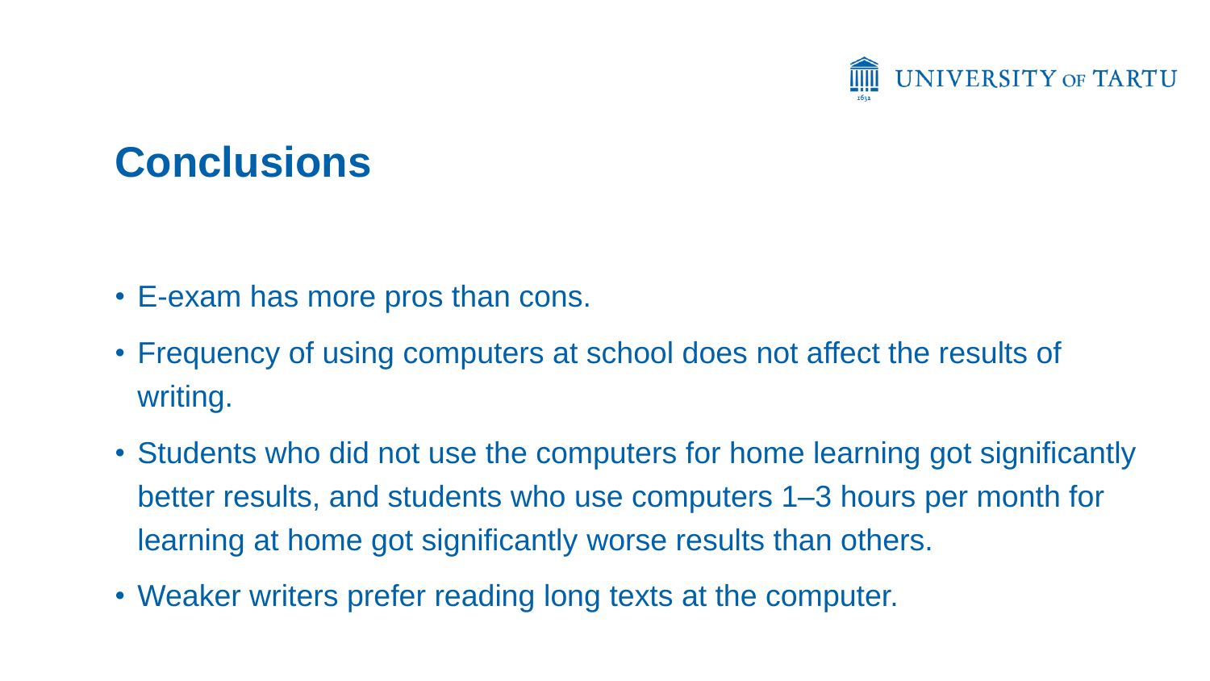# Conclusions

- E-exam has more pros than cons.
- Frequency of using computers at school does not affect the results of writing.
- Students who did not use the computers for home learning got significantly better results, and students who use computers 1–3 hours per month for learning at home got significantly worse results than others.
- Weaker writers prefer reading long texts at the computer.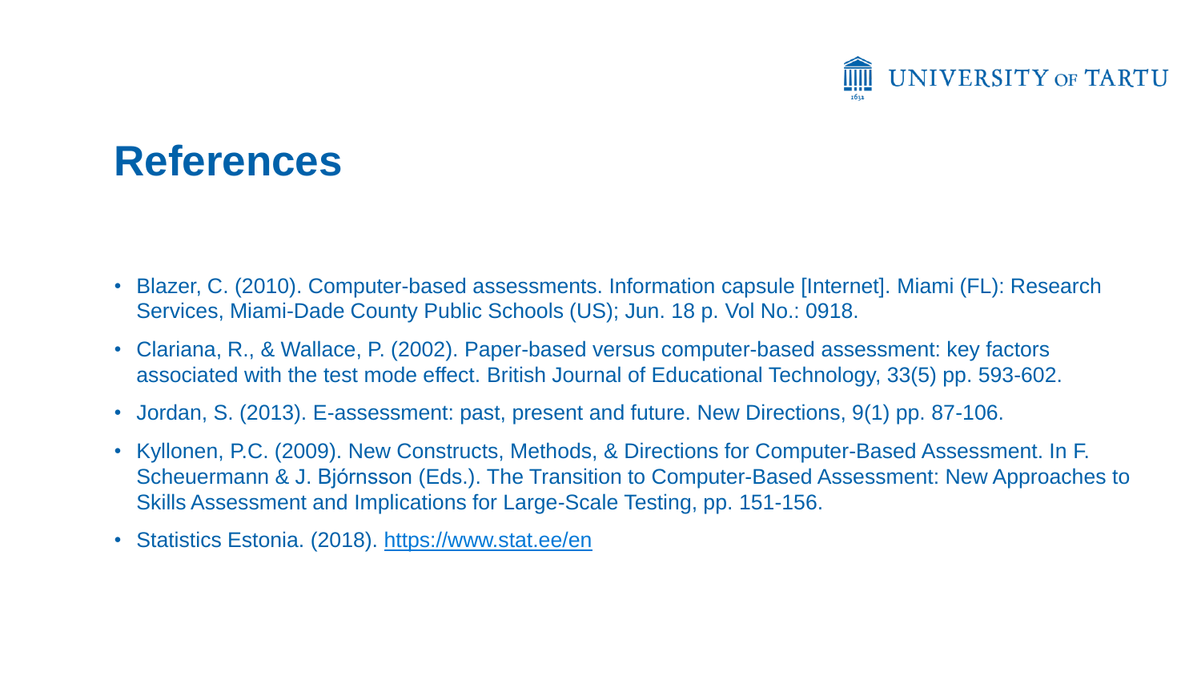# References

- Blazer, C. (2010). Computer-based assessments. Information capsule [Internet]. Miami (FL): Research Services, Miami-Dade County Public Schools (US); Jun. 18 p. Vol No.: 0918.
- Clariana, R., & Wallace, P. (2002). Paper-based versus computer-based assessment: key factors associated with the test mode effect. British Journal of Educational Technology, 33(5) pp. 593-602.
- Jordan, S. (2013). E-assessment: past, present and future. New Directions, 9(1) pp. 87-106.
- Kyllonen, P.C. (2009). New Constructs, Methods, & Directions for Computer-Based Assessment. In F. Scheuermann & J. Bjórnsson (Eds.). The Transition to Computer-Based Assessment: New Approaches to Skills Assessment and Implications for Large-Scale Testing, pp. 151-156.
- Statistics Estonia. (2018). https://www.stat.ee/en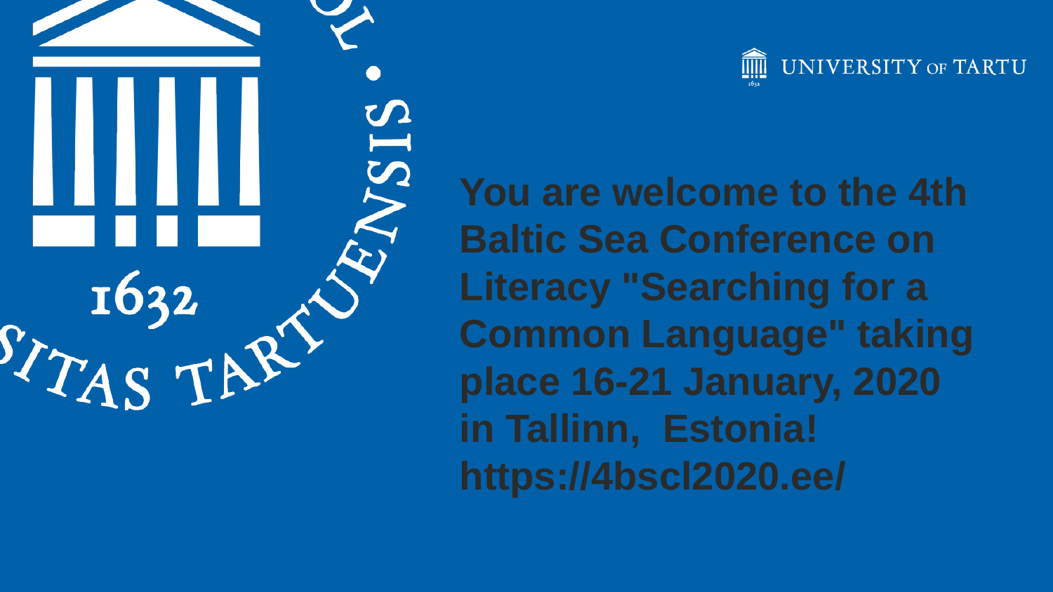UNIVERSITY OF TARTU

**You are welcome to the 4th Baltic Sea Conference on Literacy "Searching for a Common Language" taking place 16-21 January, 2020 in Tallinn, Estonia! https://4bscl2020.ee/**